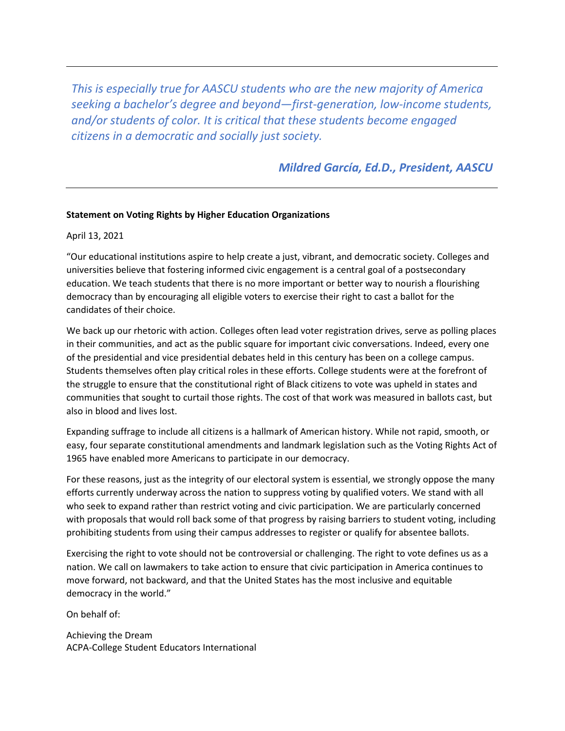---

*This is especially true for AASCU students who are the new majority of America seeking a bachelor's degree and beyond—first-generation, low-income students, and/or students of color. It is critical that these students become engaged citizens in a democratic and socially just society.*

***Mildred García, Ed.D., President, AASCU***

---

**Statement on Voting Rights by Higher Education Organizations**

April 13, 2021

"Our educational institutions aspire to help create a just, vibrant, and democratic society. Colleges and universities believe that fostering informed civic engagement is a central goal of a postsecondary education. We teach students that there is no more important or better way to nourish a flourishing democracy than by encouraging all eligible voters to exercise their right to cast a ballot for the candidates of their choice.

We back up our rhetoric with action. Colleges often lead voter registration drives, serve as polling places in their communities, and act as the public square for important civic conversations. Indeed, every one of the presidential and vice presidential debates held in this century has been on a college campus. Students themselves often play critical roles in these efforts. College students were at the forefront of the struggle to ensure that the constitutional right of Black citizens to vote was upheld in states and communities that sought to curtail those rights. The cost of that work was measured in ballots cast, but also in blood and lives lost.

Expanding suffrage to include all citizens is a hallmark of American history. While not rapid, smooth, or easy, four separate constitutional amendments and landmark legislation such as the Voting Rights Act of 1965 have enabled more Americans to participate in our democracy.

For these reasons, just as the integrity of our electoral system is essential, we strongly oppose the many efforts currently underway across the nation to suppress voting by qualified voters. We stand with all who seek to expand rather than restrict voting and civic participation. We are particularly concerned with proposals that would roll back some of that progress by raising barriers to student voting, including prohibiting students from using their campus addresses to register or qualify for absentee ballots.

Exercising the right to vote should not be controversial or challenging. The right to vote defines us as a nation. We call on lawmakers to take action to ensure that civic participation in America continues to move forward, not backward, and that the United States has the most inclusive and equitable democracy in the world."

On behalf of:

Achieving the Dream
ACPA-College Student Educators International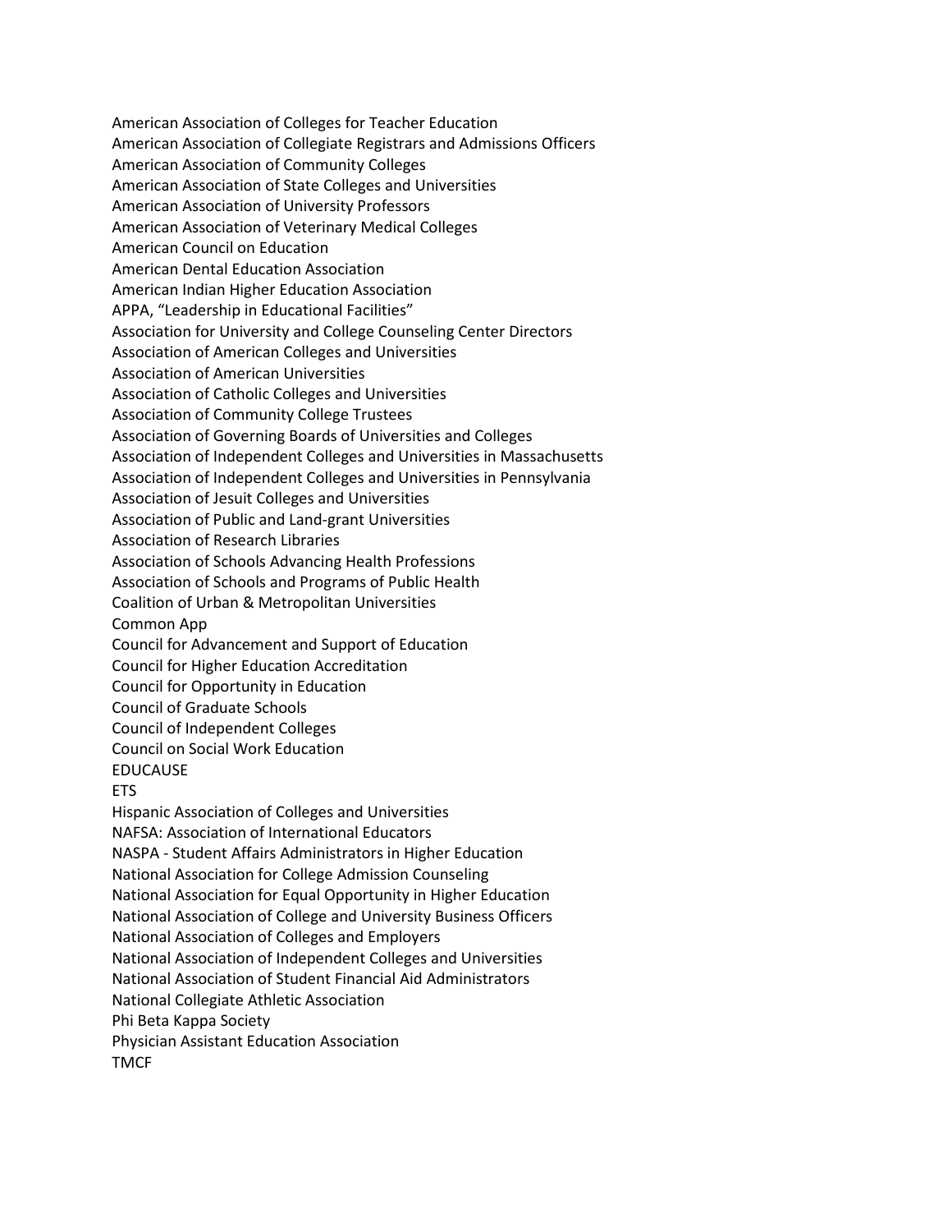American Association of Colleges for Teacher Education
American Association of Collegiate Registrars and Admissions Officers
American Association of Community Colleges
American Association of State Colleges and Universities
American Association of University Professors
American Association of Veterinary Medical Colleges
American Council on Education
American Dental Education Association
American Indian Higher Education Association
APPA, "Leadership in Educational Facilities"
Association for University and College Counseling Center Directors
Association of American Colleges and Universities
Association of American Universities
Association of Catholic Colleges and Universities
Association of Community College Trustees
Association of Governing Boards of Universities and Colleges
Association of Independent Colleges and Universities in Massachusetts
Association of Independent Colleges and Universities in Pennsylvania
Association of Jesuit Colleges and Universities
Association of Public and Land-grant Universities
Association of Research Libraries
Association of Schools Advancing Health Professions
Association of Schools and Programs of Public Health
Coalition of Urban & Metropolitan Universities
Common App
Council for Advancement and Support of Education
Council for Higher Education Accreditation
Council for Opportunity in Education
Council of Graduate Schools
Council of Independent Colleges
Council on Social Work Education
EDUCAUSE
ETS
Hispanic Association of Colleges and Universities
NAFSA: Association of International Educators
NASPA - Student Affairs Administrators in Higher Education
National Association for College Admission Counseling
National Association for Equal Opportunity in Higher Education
National Association of College and University Business Officers
National Association of Colleges and Employers
National Association of Independent Colleges and Universities
National Association of Student Financial Aid Administrators
National Collegiate Athletic Association
Phi Beta Kappa Society
Physician Assistant Education Association
TMCF